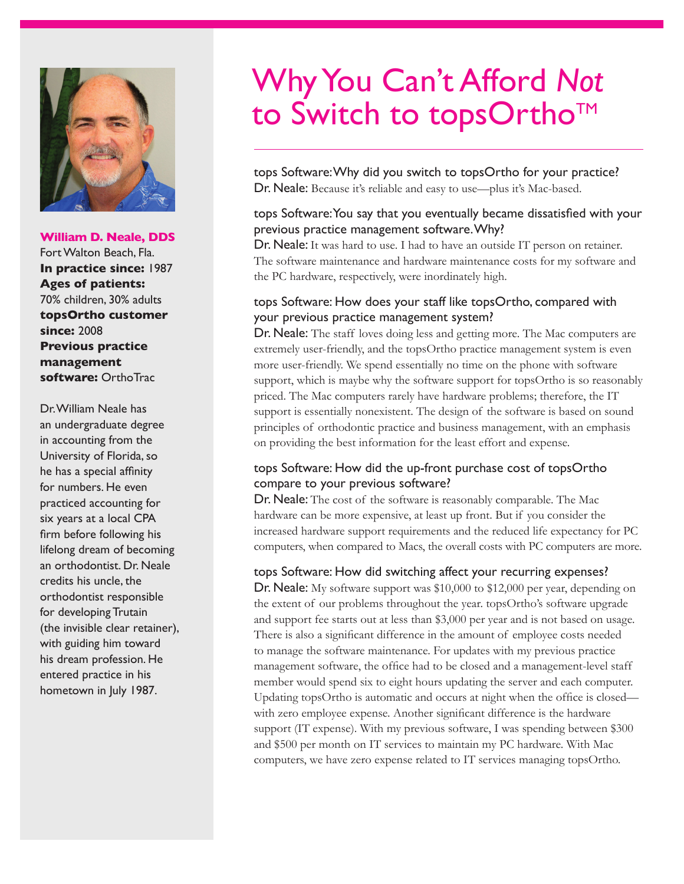# Why You Can't Afford *Not* to Switch to topsOrtho™

**William D. Neale, DDS**
Fort Walton Beach, Fla.
**In practice since:** 1987
**Ages of patients:** 70% children, 30% adults
**topsOrtho customer since:** 2008
**Previous practice management software:** OrthoTrac

Dr. William Neale has an undergraduate degree in accounting from the University of Florida, so he has a special affinity for numbers. He even practiced accounting for six years at a local CPA firm before following his lifelong dream of becoming an orthodontist. Dr. Neale credits his uncle, the orthodontist responsible for developing Trutain (the invisible clear retainer), with guiding him toward his dream profession. He entered practice in his hometown in July 1987.

---

tops Software: Why did you switch to topsOrtho for your practice?
**Dr. Neale:** Because it's reliable and easy to use—plus it's Mac-based.

tops Software: You say that you eventually became dissatisfied with your previous practice management software. Why?
**Dr. Neale:** It was hard to use. I had to have an outside IT person on retainer. The software maintenance and hardware maintenance costs for my software and the PC hardware, respectively, were inordinately high.

tops Software: How does your staff like topsOrtho, compared with your previous practice management system?
**Dr. Neale:** The staff loves doing less and getting more. The Mac computers are extremely user-friendly, and the topsOrtho practice management system is even more user-friendly. We spend essentially no time on the phone with software support, which is maybe why the software support for topsOrtho is so reasonably priced. The Mac computers rarely have hardware problems; therefore, the IT support is essentially nonexistent. The design of the software is based on sound principles of orthodontic practice and business management, with an emphasis on providing the best information for the least effort and expense.

tops Software: How did the up-front purchase cost of topsOrtho compare to your previous software?
**Dr. Neale:** The cost of the software is reasonably comparable. The Mac hardware can be more expensive, at least up front. But if you consider the increased hardware support requirements and the reduced life expectancy for PC computers, when compared to Macs, the overall costs with PC computers are more.

tops Software: How did switching affect your recurring expenses?
**Dr. Neale:** My software support was $10,000 to $12,000 per year, depending on the extent of our problems throughout the year. topsOrtho's software upgrade and support fee starts out at less than $3,000 per year and is not based on usage. There is also a significant difference in the amount of employee costs needed to manage the software maintenance. For updates with my previous practice management software, the office had to be closed and a management-level staff member would spend six to eight hours updating the server and each computer. Updating topsOrtho is automatic and occurs at night when the office is closed—with zero employee expense. Another significant difference is the hardware support (IT expense). With my previous software, I was spending between $300 and $500 per month on IT services to maintain my PC hardware. With Mac computers, we have zero expense related to IT services managing topsOrtho.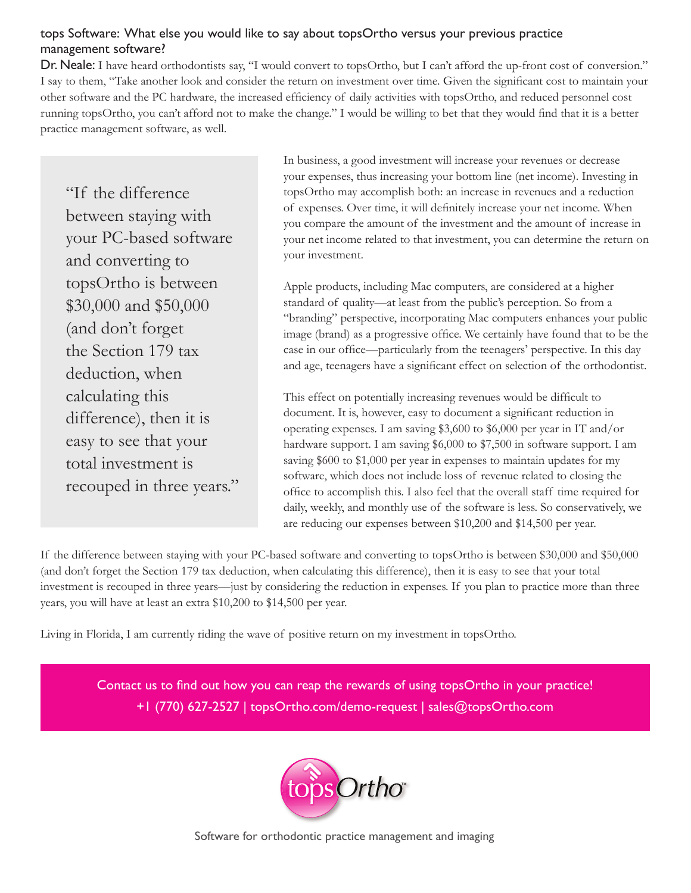**tops Software: What else you would like to say about topsOrtho versus your previous practice management software?**

**Dr. Neale:** I have heard orthodontists say, "I would convert to topsOrtho, but I can't afford the up-front cost of conversion." I say to them, "Take another look and consider the return on investment over time. Given the significant cost to maintain your other software and the PC hardware, the increased efficiency of daily activities with topsOrtho, and reduced personnel cost running topsOrtho, you can't afford not to make the change." I would be willing to bet that they would find that it is a better practice management software, as well.

> "If the difference between staying with your PC-based software and converting to topsOrtho is between $30,000 and $50,000 (and don't forget the Section 179 tax deduction, when calculating this difference), then it is easy to see that your total investment is recouped in three years."

In business, a good investment will increase your revenues or decrease your expenses, thus increasing your bottom line (net income). Investing in topsOrtho may accomplish both: an increase in revenues and a reduction of expenses. Over time, it will definitely increase your net income. When you compare the amount of the investment and the amount of increase in your net income related to that investment, you can determine the return on your investment.

Apple products, including Mac computers, are considered at a higher standard of quality—at least from the public's perception. So from a "branding" perspective, incorporating Mac computers enhances your public image (brand) as a progressive office. We certainly have found that to be the case in our office—particularly from the teenagers' perspective. In this day and age, teenagers have a significant effect on selection of the orthodontist.

This effect on potentially increasing revenues would be difficult to document. It is, however, easy to document a significant reduction in operating expenses. I am saving $3,600 to $6,000 per year in IT and/or hardware support. I am saving $6,000 to $7,500 in software support. I am saving $600 to $1,000 per year in expenses to maintain updates for my software, which does not include loss of revenue related to closing the office to accomplish this. I also feel that the overall staff time required for daily, weekly, and monthly use of the software is less. So conservatively, we are reducing our expenses between $10,200 and $14,500 per year.

If the difference between staying with your PC-based software and converting to topsOrtho is between $30,000 and $50,000 (and don't forget the Section 179 tax deduction, when calculating this difference), then it is easy to see that your total investment is recouped in three years—just by considering the reduction in expenses. If you plan to practice more than three years, you will have at least an extra $10,200 to $14,500 per year.

Living in Florida, I am currently riding the wave of positive return on my investment in topsOrtho.

Contact us to find out how you can reap the rewards of using topsOrtho in your practice!
+1 (770) 627-2527 | topsOrtho.com/demo-request | sales@topsOrtho.com

topsOrtho™

Software for orthodontic practice management and imaging